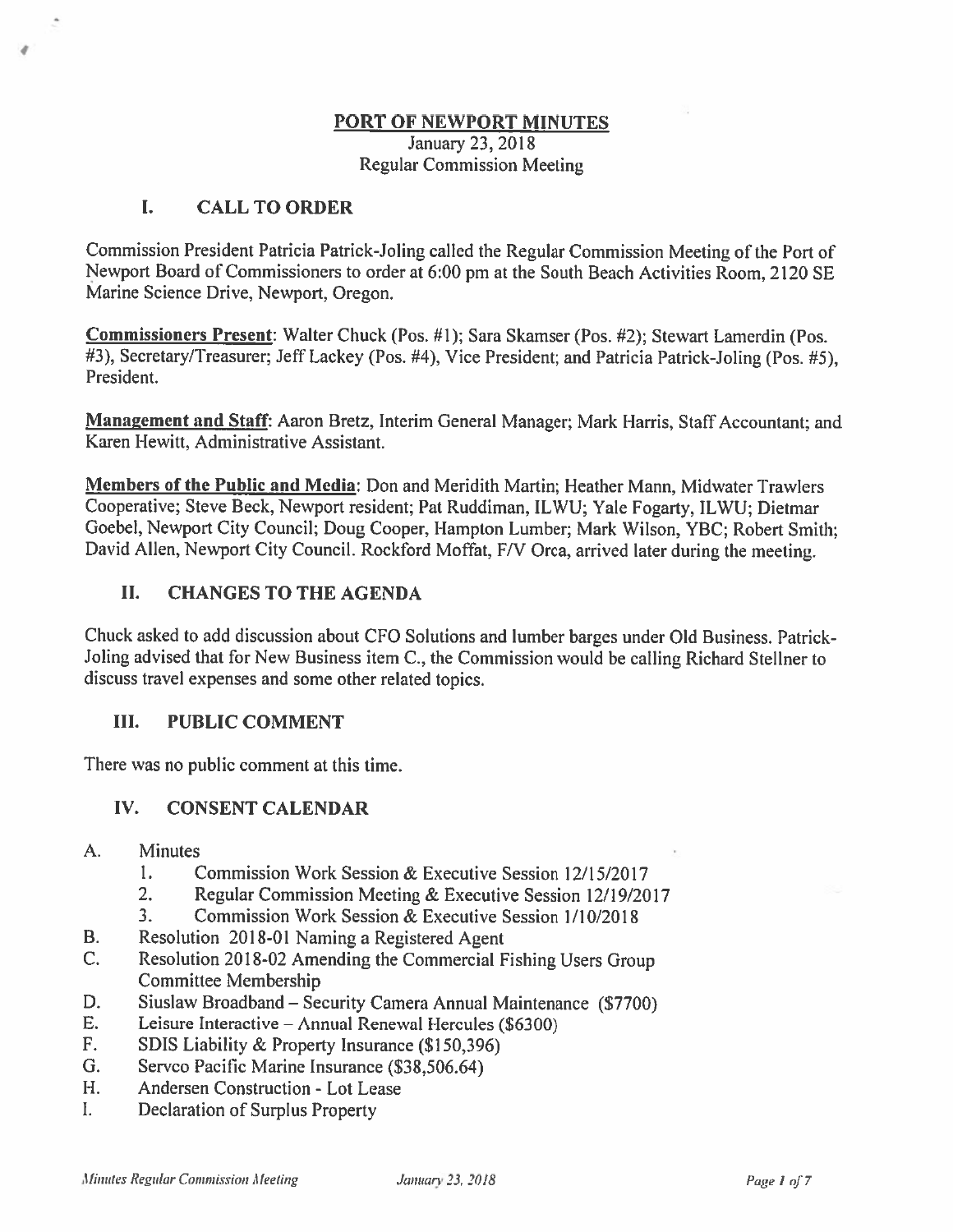# PORT OF NEWPORT MINUTES

January 23, 2018
Regular Commission Meeting

## I. CALL TO ORDER

Commission President Patricia Patrick-Joling called the Regular Commission Meeting of the Port of Newport Board of Commissioners to order at 6:00 pm at the South Beach Activities Room, 2120 SE Marine Science Drive, Newport, Oregon.

**Commissioners Present**: Walter Chuck (Pos. #1); Sara Skamser (Pos. #2); Stewart Lamerdin (Pos. #3), Secretary/Treasurer; Jeff Lackey (Pos. #4), Vice President; and Patricia Patrick-Joling (Pos. #5), President.

**Management and Staff**: Aaron Bretz, Interim General Manager; Mark Harris, Staff Accountant; and Karen Hewitt, Administrative Assistant.

**Members of the Public and Media**: Don and Meridith Martin; Heather Mann, Midwater Trawlers Cooperative; Steve Beck, Newport resident; Pat Ruddiman, ILWU; Yale Fogarty, ILWU; Dietmar Goebel, Newport City Council; Doug Cooper, Hampton Lumber; Mark Wilson, YBC; Robert Smith; David Allen, Newport City Council. Rockford Moffat, F/V Orca, arrived later during the meeting.

## II. CHANGES TO THE AGENDA

Chuck asked to add discussion about CFO Solutions and lumber barges under Old Business. Patrick-Joling advised that for New Business item C., the Commission would be calling Richard Stellner to discuss travel expenses and some other related topics.

## III. PUBLIC COMMENT

There was no public comment at this time.

## IV. CONSENT CALENDAR

A. Minutes
   1. Commission Work Session & Executive Session 12/15/2017
   2. Regular Commission Meeting & Executive Session 12/19/2017
   3. Commission Work Session & Executive Session 1/10/2018

B. Resolution 2018-01 Naming a Registered Agent

C. Resolution 2018-02 Amending the Commercial Fishing Users Group Committee Membership

D. Siuslaw Broadband – Security Camera Annual Maintenance ($7700)

E. Leisure Interactive – Annual Renewal Hercules ($6300)

F. SDIS Liability & Property Insurance ($150,396)

G. Servco Pacific Marine Insurance ($38,506.64)

H. Andersen Construction - Lot Lease

I. Declaration of Surplus Property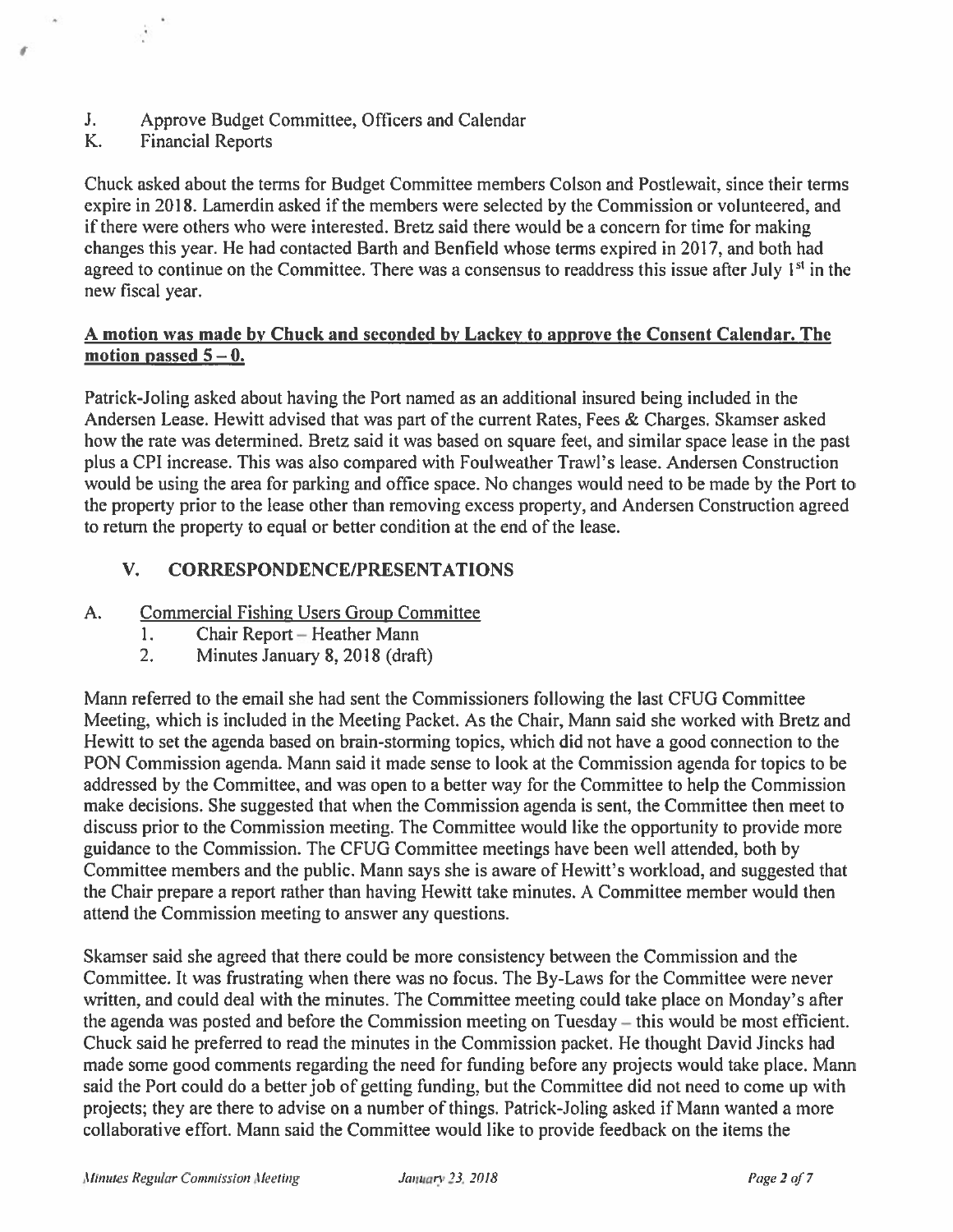J. Approve Budget Committee, Officers and Calendar
K. Financial Reports

Chuck asked about the terms for Budget Committee members Colson and Postlewait, since their terms expire in 2018. Lamerdin asked if the members were selected by the Commission or volunteered, and if there were others who were interested. Bretz said there would be a concern for time for making changes this year. He had contacted Barth and Benfield whose terms expired in 2017, and both had agreed to continue on the Committee. There was a consensus to readdress this issue after July 1st in the new fiscal year.

**A motion was made by Chuck and seconded by Lackey to approve the Consent Calendar. The motion passed 5 – 0.**

Patrick-Joling asked about having the Port named as an additional insured being included in the Andersen Lease. Hewitt advised that was part of the current Rates, Fees & Charges. Skamser asked how the rate was determined. Bretz said it was based on square feet, and similar space lease in the past plus a CPI increase. This was also compared with Foulweather Trawl's lease. Andersen Construction would be using the area for parking and office space. No changes would need to be made by the Port to the property prior to the lease other than removing excess property, and Andersen Construction agreed to return the property to equal or better condition at the end of the lease.

## V. CORRESPONDENCE/PRESENTATIONS

A. Commercial Fishing Users Group Committee
   1. Chair Report – Heather Mann
   2. Minutes January 8, 2018 (draft)

Mann referred to the email she had sent the Commissioners following the last CFUG Committee Meeting, which is included in the Meeting Packet. As the Chair, Mann said she worked with Bretz and Hewitt to set the agenda based on brain-storming topics, which did not have a good connection to the PON Commission agenda. Mann said it made sense to look at the Commission agenda for topics to be addressed by the Committee, and was open to a better way for the Committee to help the Commission make decisions. She suggested that when the Commission agenda is sent, the Committee then meet to discuss prior to the Commission meeting. The Committee would like the opportunity to provide more guidance to the Commission. The CFUG Committee meetings have been well attended, both by Committee members and the public. Mann says she is aware of Hewitt's workload, and suggested that the Chair prepare a report rather than having Hewitt take minutes. A Committee member would then attend the Commission meeting to answer any questions.

Skamser said she agreed that there could be more consistency between the Commission and the Committee. It was frustrating when there was no focus. The By-Laws for the Committee were never written, and could deal with the minutes. The Committee meeting could take place on Monday's after the agenda was posted and before the Commission meeting on Tuesday – this would be most efficient. Chuck said he preferred to read the minutes in the Commission packet. He thought David Jincks had made some good comments regarding the need for funding before any projects would take place. Mann said the Port could do a better job of getting funding, but the Committee did not need to come up with projects; they are there to advise on a number of things. Patrick-Joling asked if Mann wanted a more collaborative effort. Mann said the Committee would like to provide feedback on the items the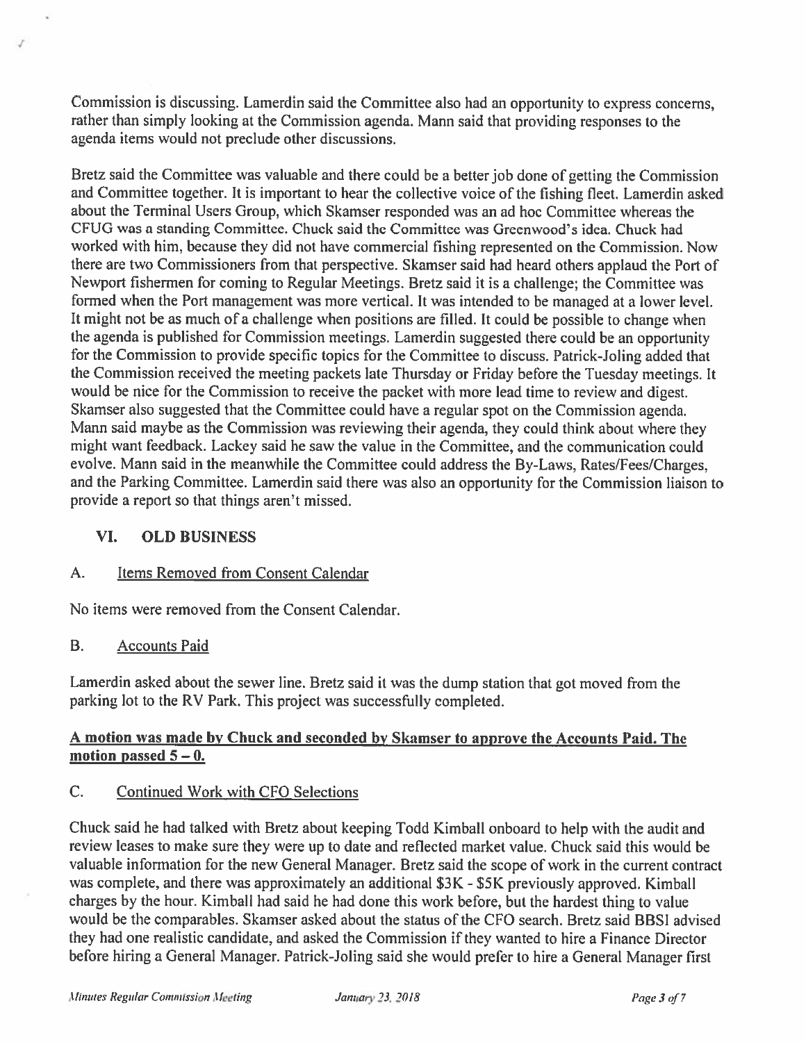Commission is discussing. Lamerdin said the Committee also had an opportunity to express concerns, rather than simply looking at the Commission agenda. Mann said that providing responses to the agenda items would not preclude other discussions.

Bretz said the Committee was valuable and there could be a better job done of getting the Commission and Committee together. It is important to hear the collective voice of the fishing fleet. Lamerdin asked about the Terminal Users Group, which Skamser responded was an ad hoc Committee whereas the CFUG was a standing Committee. Chuck said the Committee was Greenwood's idea. Chuck had worked with him, because they did not have commercial fishing represented on the Commission. Now there are two Commissioners from that perspective. Skamser said had heard others applaud the Port of Newport fishermen for coming to Regular Meetings. Bretz said it is a challenge; the Committee was formed when the Port management was more vertical. It was intended to be managed at a lower level. It might not be as much of a challenge when positions are filled. It could be possible to change when the agenda is published for Commission meetings. Lamerdin suggested there could be an opportunity for the Commission to provide specific topics for the Committee to discuss. Patrick-Joling added that the Commission received the meeting packets late Thursday or Friday before the Tuesday meetings. It would be nice for the Commission to receive the packet with more lead time to review and digest. Skamser also suggested that the Committee could have a regular spot on the Commission agenda. Mann said maybe as the Commission was reviewing their agenda, they could think about where they might want feedback. Lackey said he saw the value in the Committee, and the communication could evolve. Mann said in the meanwhile the Committee could address the By-Laws, Rates/Fees/Charges, and the Parking Committee. Lamerdin said there was also an opportunity for the Commission liaison to provide a report so that things aren't missed.

## VI. OLD BUSINESS

### A. Items Removed from Consent Calendar

No items were removed from the Consent Calendar.

### B. Accounts Paid

Lamerdin asked about the sewer line. Bretz said it was the dump station that got moved from the parking lot to the RV Park. This project was successfully completed.

**A motion was made by Chuck and seconded by Skamser to approve the Accounts Paid. The motion passed 5 – 0.**

### C. Continued Work with CFO Selections

Chuck said he had talked with Bretz about keeping Todd Kimball onboard to help with the audit and review leases to make sure they were up to date and reflected market value. Chuck said this would be valuable information for the new General Manager. Bretz said the scope of work in the current contract was complete, and there was approximately an additional $3K - $5K previously approved. Kimball charges by the hour. Kimball had said he had done this work before, but the hardest thing to value would be the comparables. Skamser asked about the status of the CFO search. Bretz said BBSI advised they had one realistic candidate, and asked the Commission if they wanted to hire a Finance Director before hiring a General Manager. Patrick-Joling said she would prefer to hire a General Manager first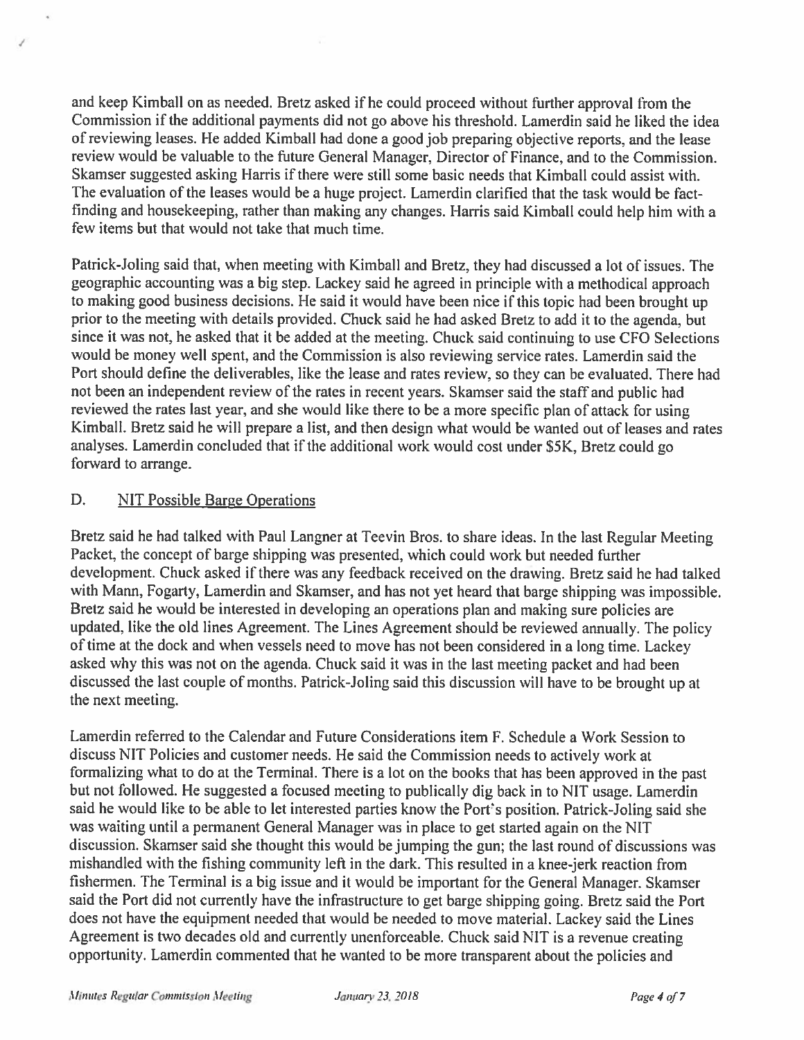and keep Kimball on as needed. Bretz asked if he could proceed without further approval from the Commission if the additional payments did not go above his threshold. Lamerdin said he liked the idea of reviewing leases. He added Kimball had done a good job preparing objective reports, and the lease review would be valuable to the future General Manager, Director of Finance, and to the Commission. Skamser suggested asking Harris if there were still some basic needs that Kimball could assist with. The evaluation of the leases would be a huge project. Lamerdin clarified that the task would be fact-finding and housekeeping, rather than making any changes. Harris said Kimball could help him with a few items but that would not take that much time.

Patrick-Joling said that, when meeting with Kimball and Bretz, they had discussed a lot of issues. The geographic accounting was a big step. Lackey said he agreed in principle with a methodical approach to making good business decisions. He said it would have been nice if this topic had been brought up prior to the meeting with details provided. Chuck said he had asked Bretz to add it to the agenda, but since it was not, he asked that it be added at the meeting. Chuck said continuing to use CFO Selections would be money well spent, and the Commission is also reviewing service rates. Lamerdin said the Port should define the deliverables, like the lease and rates review, so they can be evaluated. There had not been an independent review of the rates in recent years. Skamser said the staff and public had reviewed the rates last year, and she would like there to be a more specific plan of attack for using Kimball. Bretz said he will prepare a list, and then design what would be wanted out of leases and rates analyses. Lamerdin concluded that if the additional work would cost under $5K, Bretz could go forward to arrange.

## D. NIT Possible Barge Operations

Bretz said he had talked with Paul Langner at Teevin Bros. to share ideas. In the last Regular Meeting Packet, the concept of barge shipping was presented, which could work but needed further development. Chuck asked if there was any feedback received on the drawing. Bretz said he had talked with Mann, Fogarty, Lamerdin and Skamser, and has not yet heard that barge shipping was impossible. Bretz said he would be interested in developing an operations plan and making sure policies are updated, like the old lines Agreement. The Lines Agreement should be reviewed annually. The policy of time at the dock and when vessels need to move has not been considered in a long time. Lackey asked why this was not on the agenda. Chuck said it was in the last meeting packet and had been discussed the last couple of months. Patrick-Joling said this discussion will have to be brought up at the next meeting.

Lamerdin referred to the Calendar and Future Considerations item F. Schedule a Work Session to discuss NIT Policies and customer needs. He said the Commission needs to actively work at formalizing what to do at the Terminal. There is a lot on the books that has been approved in the past but not followed. He suggested a focused meeting to publically dig back in to NIT usage. Lamerdin said he would like to be able to let interested parties know the Port's position. Patrick-Joling said she was waiting until a permanent General Manager was in place to get started again on the NIT discussion. Skamser said she thought this would be jumping the gun; the last round of discussions was mishandled with the fishing community left in the dark. This resulted in a knee-jerk reaction from fishermen. The Terminal is a big issue and it would be important for the General Manager. Skamser said the Port did not currently have the infrastructure to get barge shipping going. Bretz said the Port does not have the equipment needed that would be needed to move material. Lackey said the Lines Agreement is two decades old and currently unenforceable. Chuck said NIT is a revenue creating opportunity. Lamerdin commented that he wanted to be more transparent about the policies and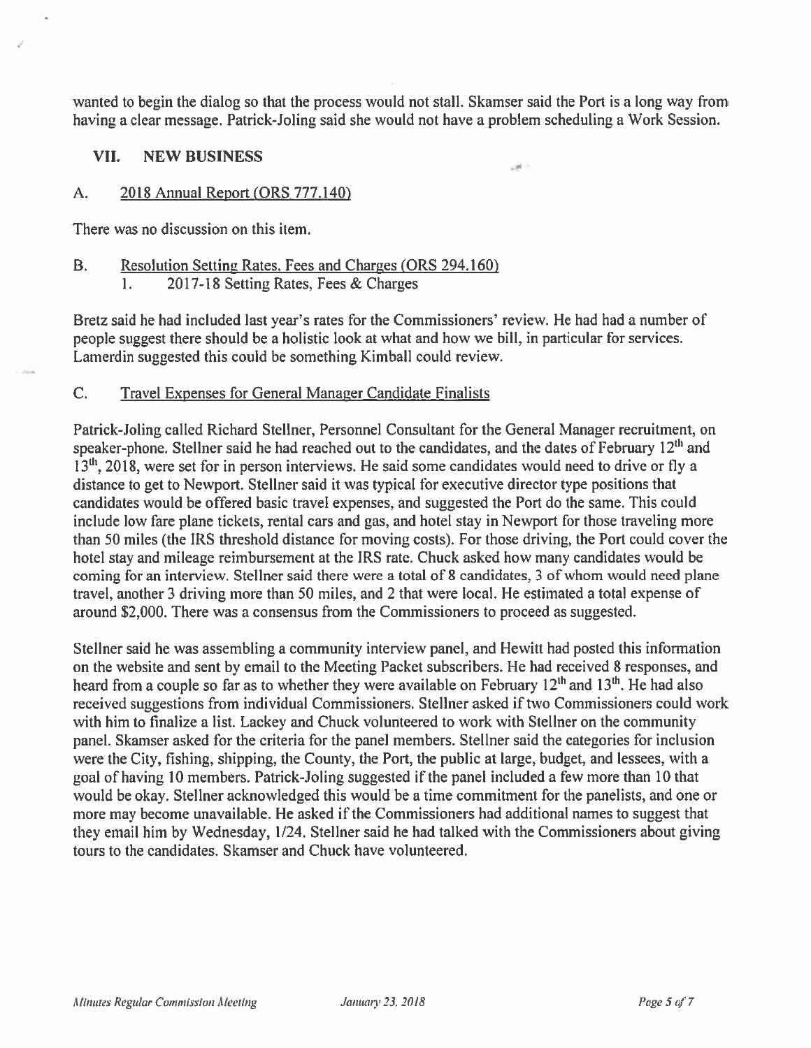wanted to begin the dialog so that the process would not stall. Skamser said the Port is a long way from having a clear message. Patrick-Joling said she would not have a problem scheduling a Work Session.

## VII. NEW BUSINESS

### A. 2018 Annual Report (ORS 777.140)

There was no discussion on this item.

### B. Resolution Setting Rates, Fees and Charges (ORS 294.160)

1. 2017-18 Setting Rates, Fees & Charges

Bretz said he had included last year's rates for the Commissioners' review. He had had a number of people suggest there should be a holistic look at what and how we bill, in particular for services. Lamerdin suggested this could be something Kimball could review.

### C. Travel Expenses for General Manager Candidate Finalists

Patrick-Joling called Richard Stellner, Personnel Consultant for the General Manager recruitment, on speaker-phone. Stellner said he had reached out to the candidates, and the dates of February 12th and 13th, 2018, were set for in person interviews. He said some candidates would need to drive or fly a distance to get to Newport. Stellner said it was typical for executive director type positions that candidates would be offered basic travel expenses, and suggested the Port do the same. This could include low fare plane tickets, rental cars and gas, and hotel stay in Newport for those traveling more than 50 miles (the IRS threshold distance for moving costs). For those driving, the Port could cover the hotel stay and mileage reimbursement at the IRS rate. Chuck asked how many candidates would be coming for an interview. Stellner said there were a total of 8 candidates, 3 of whom would need plane travel, another 3 driving more than 50 miles, and 2 that were local. He estimated a total expense of around $2,000. There was a consensus from the Commissioners to proceed as suggested.

Stellner said he was assembling a community interview panel, and Hewitt had posted this information on the website and sent by email to the Meeting Packet subscribers. He had received 8 responses, and heard from a couple so far as to whether they were available on February 12th and 13th. He had also received suggestions from individual Commissioners. Stellner asked if two Commissioners could work with him to finalize a list. Lackey and Chuck volunteered to work with Stellner on the community panel. Skamser asked for the criteria for the panel members. Stellner said the categories for inclusion were the City, fishing, shipping, the County, the Port, the public at large, budget, and lessees, with a goal of having 10 members. Patrick-Joling suggested if the panel included a few more than 10 that would be okay. Stellner acknowledged this would be a time commitment for the panelists, and one or more may become unavailable. He asked if the Commissioners had additional names to suggest that they email him by Wednesday, 1/24. Stellner said he had talked with the Commissioners about giving tours to the candidates. Skamser and Chuck have volunteered.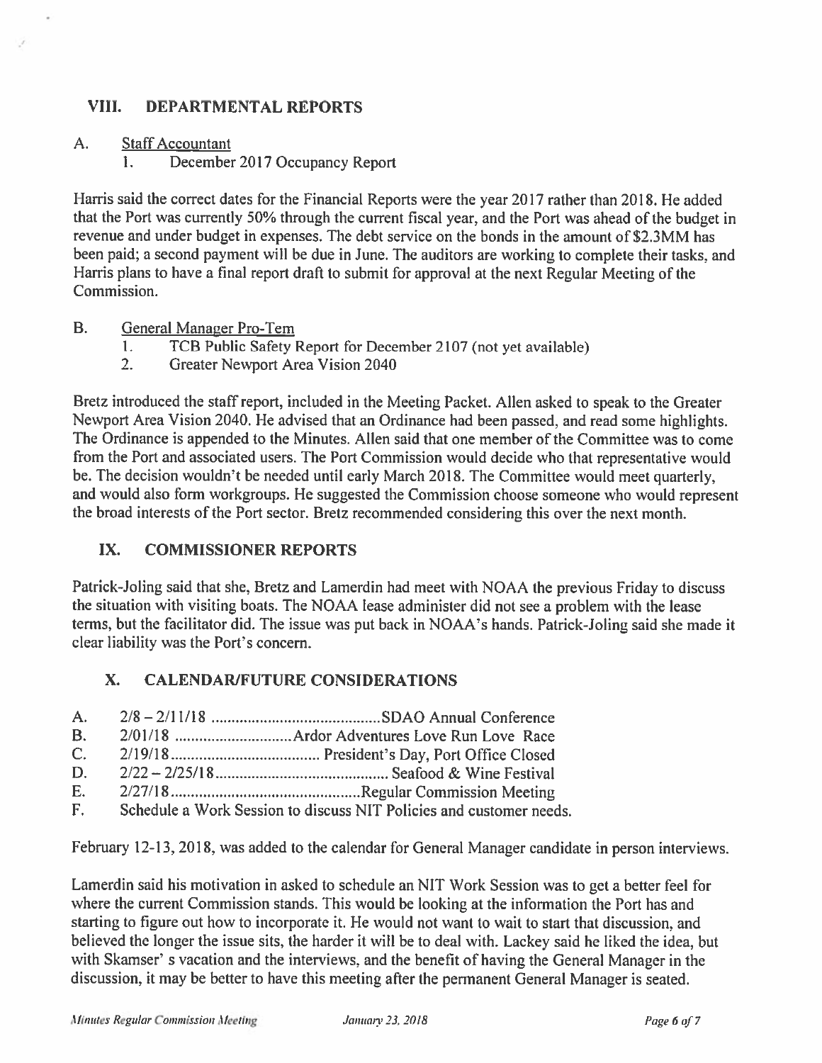## VIII. DEPARTMENTAL REPORTS

A. Staff Accountant

1. December 2017 Occupancy Report

Harris said the correct dates for the Financial Reports were the year 2017 rather than 2018. He added that the Port was currently 50% through the current fiscal year, and the Port was ahead of the budget in revenue and under budget in expenses. The debt service on the bonds in the amount of $2.3MM has been paid; a second payment will be due in June. The auditors are working to complete their tasks, and Harris plans to have a final report draft to submit for approval at the next Regular Meeting of the Commission.

B. General Manager Pro-Tem

1. TCB Public Safety Report for December 2107 (not yet available)
2. Greater Newport Area Vision 2040

Bretz introduced the staff report, included in the Meeting Packet. Allen asked to speak to the Greater Newport Area Vision 2040. He advised that an Ordinance had been passed, and read some highlights. The Ordinance is appended to the Minutes. Allen said that one member of the Committee was to come from the Port and associated users. The Port Commission would decide who that representative would be. The decision wouldn't be needed until early March 2018. The Committee would meet quarterly, and would also form workgroups. He suggested the Commission choose someone who would represent the broad interests of the Port sector. Bretz recommended considering this over the next month.

## IX. COMMISSIONER REPORTS

Patrick-Joling said that she, Bretz and Lamerdin had meet with NOAA the previous Friday to discuss the situation with visiting boats. The NOAA lease administer did not see a problem with the lease terms, but the facilitator did. The issue was put back in NOAA's hands. Patrick-Joling said she made it clear liability was the Port's concern.

## X. CALENDAR/FUTURE CONSIDERATIONS

A. 2/8 – 2/11/18 .......................................... SDAO Annual Conference
B. 2/01/18 ............................ Ardor Adventures Love Run Love Race
C. 2/19/18 .................................... President's Day, Port Office Closed
D. 2/22 – 2/25/18 .......................................... Seafood & Wine Festival
E. 2/27/18 .............................................. Regular Commission Meeting
F. Schedule a Work Session to discuss NIT Policies and customer needs.

February 12-13, 2018, was added to the calendar for General Manager candidate in person interviews.

Lamerdin said his motivation in asked to schedule an NIT Work Session was to get a better feel for where the current Commission stands. This would be looking at the information the Port has and starting to figure out how to incorporate it. He would not want to wait to start that discussion, and believed the longer the issue sits, the harder it will be to deal with. Lackey said he liked the idea, but with Skamser' s vacation and the interviews, and the benefit of having the General Manager in the discussion, it may be better to have this meeting after the permanent General Manager is seated.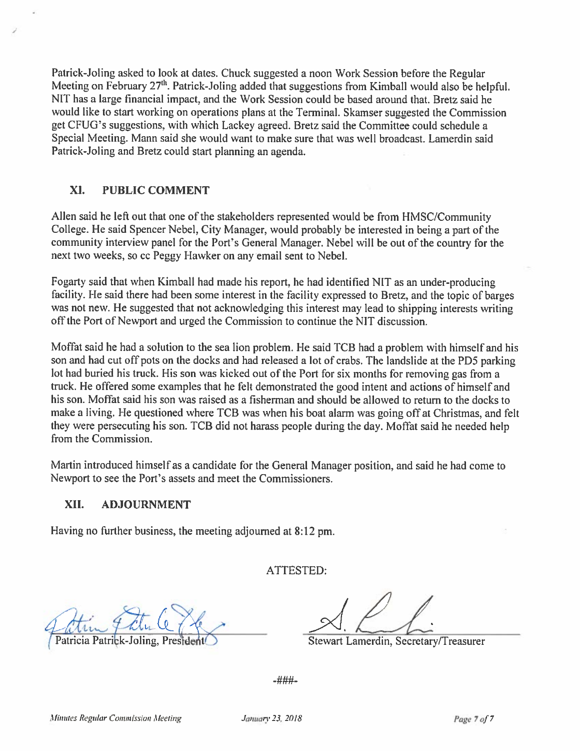Patrick-Joling asked to look at dates. Chuck suggested a noon Work Session before the Regular Meeting on February 27th. Patrick-Joling added that suggestions from Kimball would also be helpful. NIT has a large financial impact, and the Work Session could be based around that. Bretz said he would like to start working on operations plans at the Terminal. Skamser suggested the Commission get CFUG's suggestions, with which Lackey agreed. Bretz said the Committee could schedule a Special Meeting. Mann said she would want to make sure that was well broadcast. Lamerdin said Patrick-Joling and Bretz could start planning an agenda.

## XI. PUBLIC COMMENT

Allen said he left out that one of the stakeholders represented would be from HMSC/Community College. He said Spencer Nebel, City Manager, would probably be interested in being a part of the community interview panel for the Port's General Manager. Nebel will be out of the country for the next two weeks, so cc Peggy Hawker on any email sent to Nebel.

Fogarty said that when Kimball had made his report, he had identified NIT as an under-producing facility. He said there had been some interest in the facility expressed to Bretz, and the topic of barges was not new. He suggested that not acknowledging this interest may lead to shipping interests writing off the Port of Newport and urged the Commission to continue the NIT discussion.

Moffat said he had a solution to the sea lion problem. He said TCB had a problem with himself and his son and had cut off pots on the docks and had released a lot of crabs. The landslide at the PD5 parking lot had buried his truck. His son was kicked out of the Port for six months for removing gas from a truck. He offered some examples that he felt demonstrated the good intent and actions of himself and his son. Moffat said his son was raised as a fisherman and should be allowed to return to the docks to make a living. He questioned where TCB was when his boat alarm was going off at Christmas, and felt they were persecuting his son. TCB did not harass people during the day. Moffat said he needed help from the Commission.

Martin introduced himself as a candidate for the General Manager position, and said he had come to Newport to see the Port's assets and meet the Commissioners.

## XII. ADJOURNMENT

Having no further business, the meeting adjourned at 8:12 pm.

ATTESTED:

Patricia Patrick-Joling, President

Stewart Lamerdin, Secretary/Treasurer

-###-